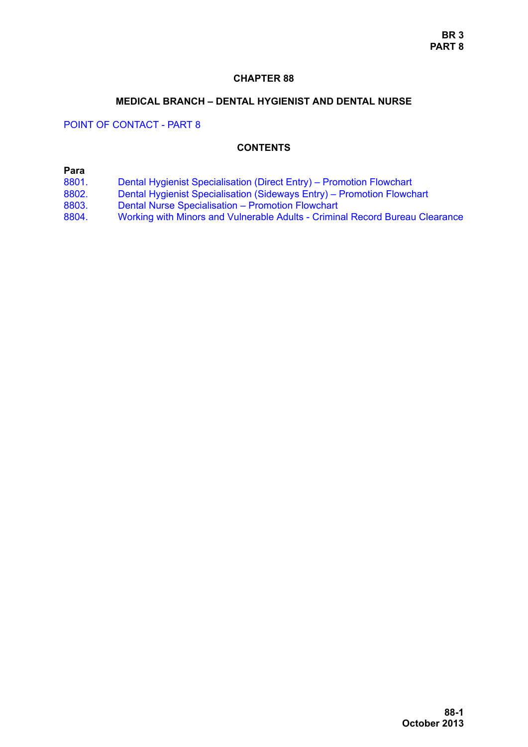# CHAPTER 88

## MEDICAL BRANCH – DENTAL HYGIENIST AND DENTAL NURSE

POINT OF CONTACT - PART 8

### CONTENTS

| Para | |
|---|---|
| 8801. | Dental Hygienist Specialisation (Direct Entry) – Promotion Flowchart |
| 8802. | Dental Hygienist Specialisation (Sideways Entry) – Promotion Flowchart |
| 8803. | Dental Nurse Specialisation – Promotion Flowchart |
| 8804. | Working with Minors and Vulnerable Adults - Criminal Record Bureau Clearance |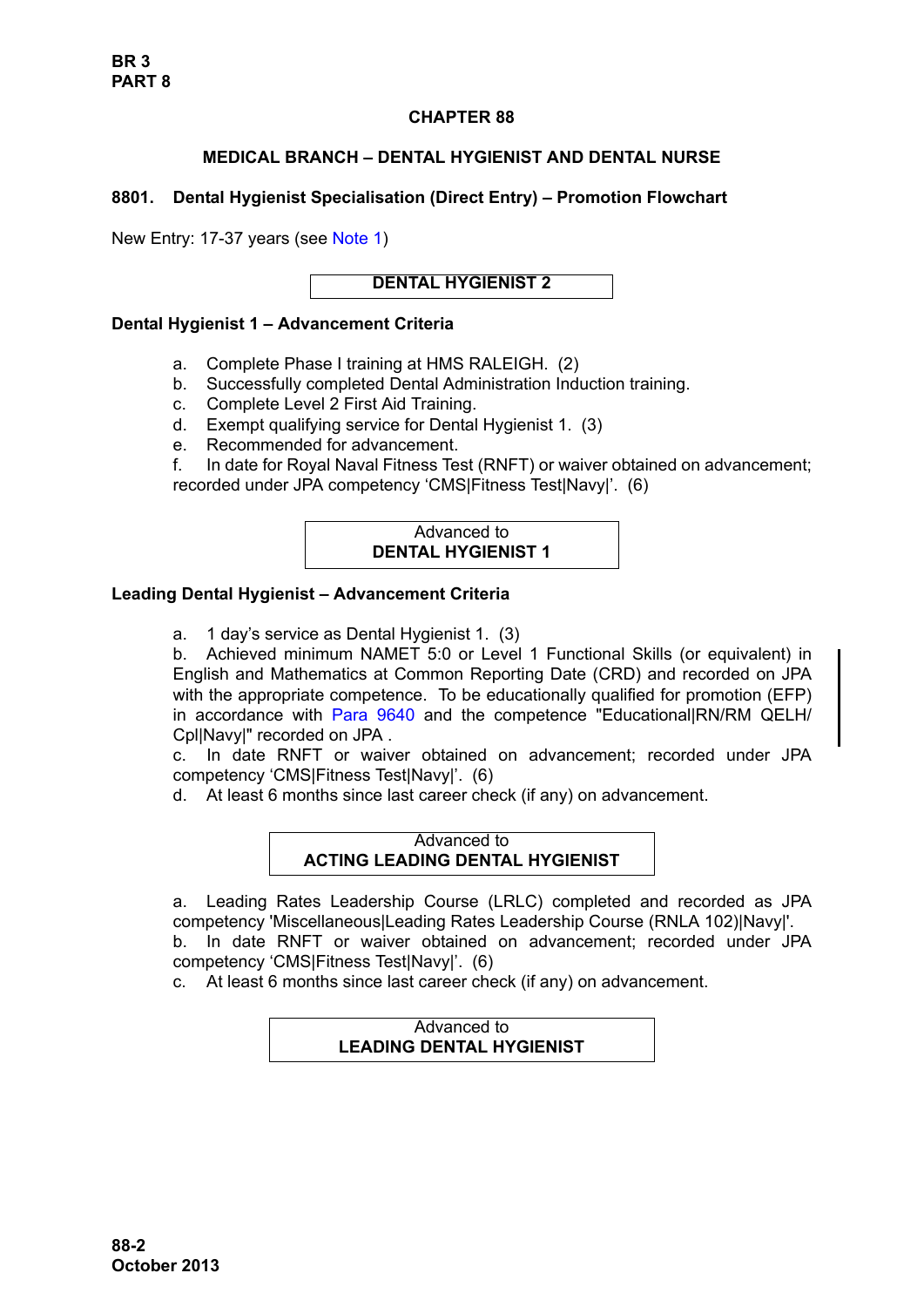# CHAPTER 88

## MEDICAL BRANCH – DENTAL HYGIENIST AND DENTAL NURSE

### 8801. Dental Hygienist Specialisation (Direct Entry) – Promotion Flowchart

New Entry: 17-37 years (see Note 1)

**DENTAL HYGIENIST 2**

**Dental Hygienist 1 – Advancement Criteria**

a. Complete Phase I training at HMS RALEIGH. (2)
b. Successfully completed Dental Administration Induction training.
c. Complete Level 2 First Aid Training.
d. Exempt qualifying service for Dental Hygienist 1. (3)
e. Recommended for advancement.
f. In date for Royal Naval Fitness Test (RNFT) or waiver obtained on advancement; recorded under JPA competency 'CMS|Fitness Test|Navy|'. (6)

Advanced to
**DENTAL HYGIENIST 1**

**Leading Dental Hygienist – Advancement Criteria**

a. 1 day's service as Dental Hygienist 1. (3)
b. Achieved minimum NAMET 5:0 or Level 1 Functional Skills (or equivalent) in English and Mathematics at Common Reporting Date (CRD) and recorded on JPA with the appropriate competence. To be educationally qualified for promotion (EFP) in accordance with Para 9640 and the competence "Educational|RN/RM QELH/Cpl|Navy|" recorded on JPA .
c. In date RNFT or waiver obtained on advancement; recorded under JPA competency 'CMS|Fitness Test|Navy|'. (6)
d. At least 6 months since last career check (if any) on advancement.

Advanced to
**ACTING LEADING DENTAL HYGIENIST**

a. Leading Rates Leadership Course (LRLC) completed and recorded as JPA competency 'Miscellaneous|Leading Rates Leadership Course (RNLA 102)|Navy|'.
b. In date RNFT or waiver obtained on advancement; recorded under JPA competency 'CMS|Fitness Test|Navy|'. (6)
c. At least 6 months since last career check (if any) on advancement.

Advanced to
**LEADING DENTAL HYGIENIST**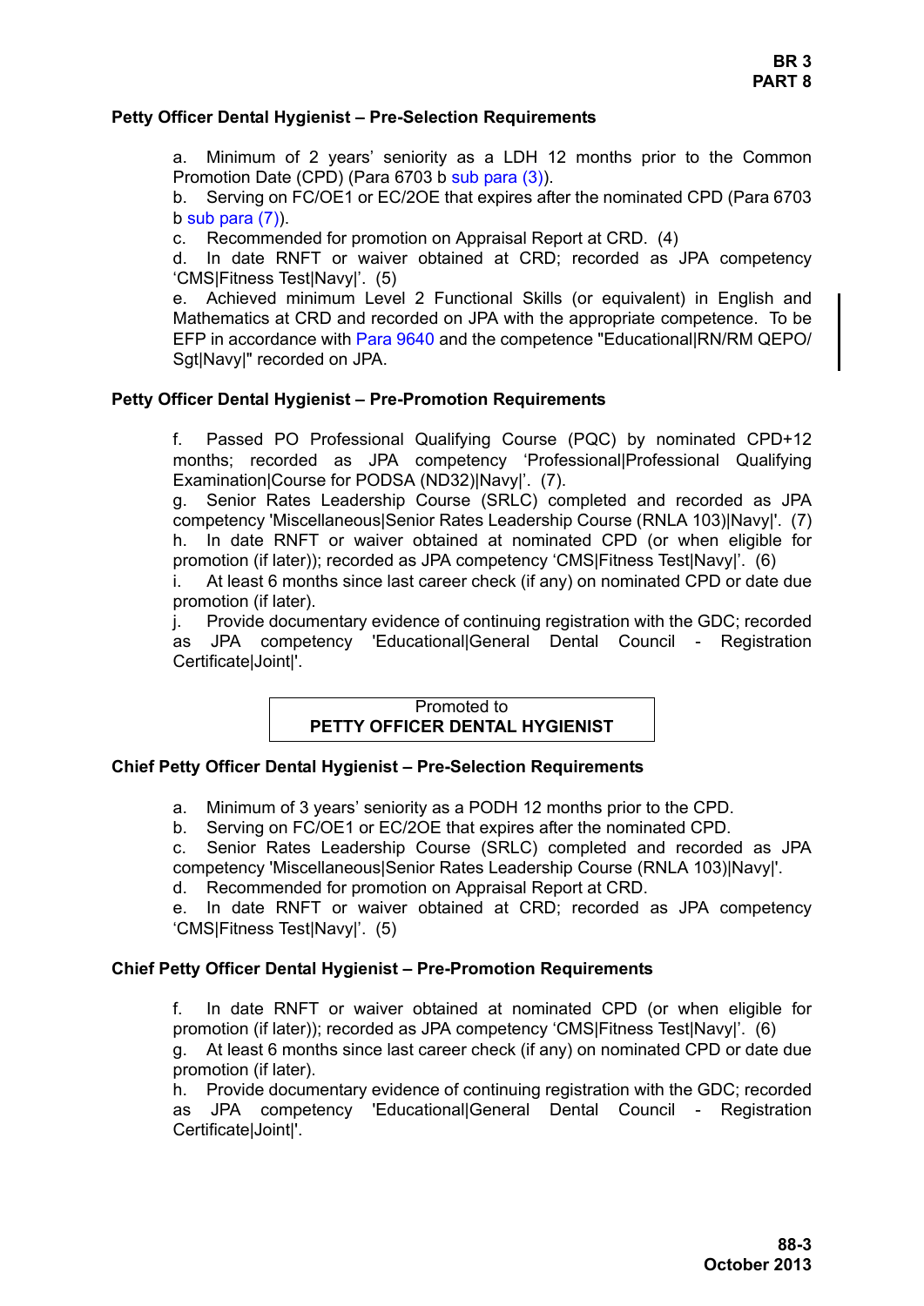### Petty Officer Dental Hygienist – Pre-Selection Requirements

a. Minimum of 2 years' seniority as a LDH 12 months prior to the Common Promotion Date (CPD) (Para 6703 b sub para (3)).
b. Serving on FC/OE1 or EC/2OE that expires after the nominated CPD (Para 6703 b sub para (7)).
c. Recommended for promotion on Appraisal Report at CRD. (4)
d. In date RNFT or waiver obtained at CRD; recorded as JPA competency 'CMS|Fitness Test|Navy|'. (5)
e. Achieved minimum Level 2 Functional Skills (or equivalent) in English and Mathematics at CRD and recorded on JPA with the appropriate competence. To be EFP in accordance with Para 9640 and the competence "Educational|RN/RM QEPO/Sgt|Navy|" recorded on JPA.

### Petty Officer Dental Hygienist – Pre-Promotion Requirements

f. Passed PO Professional Qualifying Course (PQC) by nominated CPD+12 months; recorded as JPA competency 'Professional|Professional Qualifying Examination|Course for PODSA (ND32)|Navy|'. (7).
g. Senior Rates Leadership Course (SRLC) completed and recorded as JPA competency 'Miscellaneous|Senior Rates Leadership Course (RNLA 103)|Navy|'. (7)
h. In date RNFT or waiver obtained at nominated CPD (or when eligible for promotion (if later)); recorded as JPA competency 'CMS|Fitness Test|Navy|'. (6)
i. At least 6 months since last career check (if any) on nominated CPD or date due promotion (if later).
j. Provide documentary evidence of continuing registration with the GDC; recorded as JPA competency 'Educational|General Dental Council - Registration Certificate|Joint|'.

| Promoted to<br>**PETTY OFFICER DENTAL HYGIENIST** |
|---|

### Chief Petty Officer Dental Hygienist – Pre-Selection Requirements

a. Minimum of 3 years' seniority as a PODH 12 months prior to the CPD.
b. Serving on FC/OE1 or EC/2OE that expires after the nominated CPD.
c. Senior Rates Leadership Course (SRLC) completed and recorded as JPA competency 'Miscellaneous|Senior Rates Leadership Course (RNLA 103)|Navy|'.
d. Recommended for promotion on Appraisal Report at CRD.
e. In date RNFT or waiver obtained at CRD; recorded as JPA competency 'CMS|Fitness Test|Navy|'. (5)

### Chief Petty Officer Dental Hygienist – Pre-Promotion Requirements

f. In date RNFT or waiver obtained at nominated CPD (or when eligible for promotion (if later)); recorded as JPA competency 'CMS|Fitness Test|Navy|'. (6)
g. At least 6 months since last career check (if any) on nominated CPD or date due promotion (if later).
h. Provide documentary evidence of continuing registration with the GDC; recorded as JPA competency 'Educational|General Dental Council - Registration Certificate|Joint|'.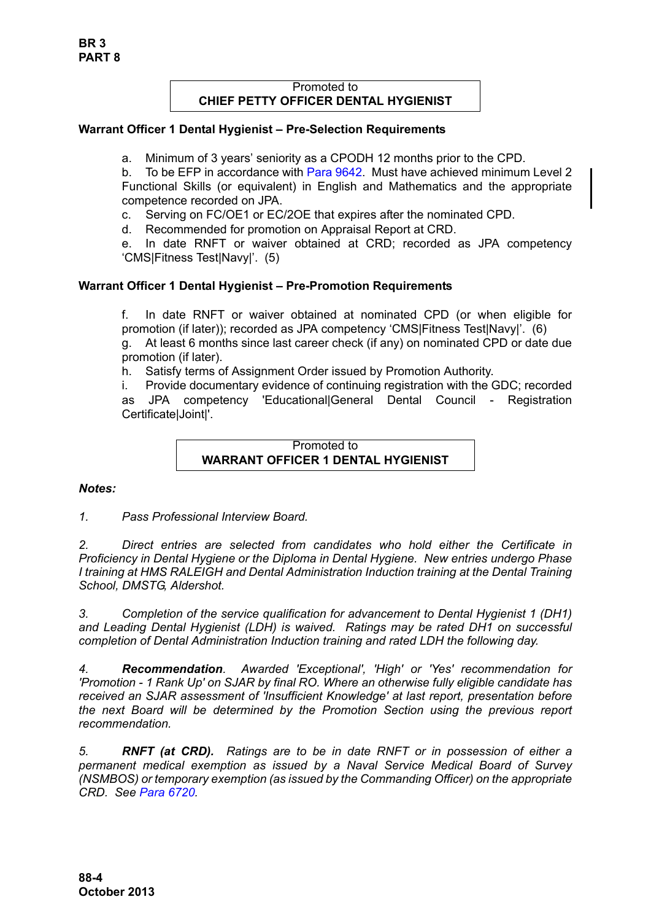**Promoted to**
**CHIEF PETTY OFFICER DENTAL HYGIENIST**

**Warrant Officer 1 Dental Hygienist – Pre-Selection Requirements**

a. Minimum of 3 years' seniority as a CPODH 12 months prior to the CPD.
b. To be EFP in accordance with Para 9642. Must have achieved minimum Level 2 Functional Skills (or equivalent) in English and Mathematics and the appropriate competence recorded on JPA.
c. Serving on FC/OE1 or EC/2OE that expires after the nominated CPD.
d. Recommended for promotion on Appraisal Report at CRD.
e. In date RNFT or waiver obtained at CRD; recorded as JPA competency 'CMS|Fitness Test|Navy|'. (5)

**Warrant Officer 1 Dental Hygienist – Pre-Promotion Requirements**

f. In date RNFT or waiver obtained at nominated CPD (or when eligible for promotion (if later)); recorded as JPA competency 'CMS|Fitness Test|Navy|'. (6)
g. At least 6 months since last career check (if any) on nominated CPD or date due promotion (if later).
h. Satisfy terms of Assignment Order issued by Promotion Authority.
i. Provide documentary evidence of continuing registration with the GDC; recorded as JPA competency 'Educational|General Dental Council - Registration Certificate|Joint|'.

**Promoted to**
**WARRANT OFFICER 1 DENTAL HYGIENIST**

***Notes:***

*1. Pass Professional Interview Board.*

*2. Direct entries are selected from candidates who hold either the Certificate in Proficiency in Dental Hygiene or the Diploma in Dental Hygiene. New entries undergo Phase I training at HMS RALEIGH and Dental Administration Induction training at the Dental Training School, DMSTG, Aldershot.*

*3. Completion of the service qualification for advancement to Dental Hygienist 1 (DH1) and Leading Dental Hygienist (LDH) is waived. Ratings may be rated DH1 on successful completion of Dental Administration Induction training and rated LDH the following day.*

*4. **Recommendation**. Awarded 'Exceptional', 'High' or 'Yes' recommendation for 'Promotion - 1 Rank Up' on SJAR by final RO. Where an otherwise fully eligible candidate has received an SJAR assessment of 'Insufficient Knowledge' at last report, presentation before the next Board will be determined by the Promotion Section using the previous report recommendation.*

*5. **RNFT (at CRD).** Ratings are to be in date RNFT or in possession of either a permanent medical exemption as issued by a Naval Service Medical Board of Survey (NSMBOS) or temporary exemption (as issued by the Commanding Officer) on the appropriate CRD. See Para 6720.*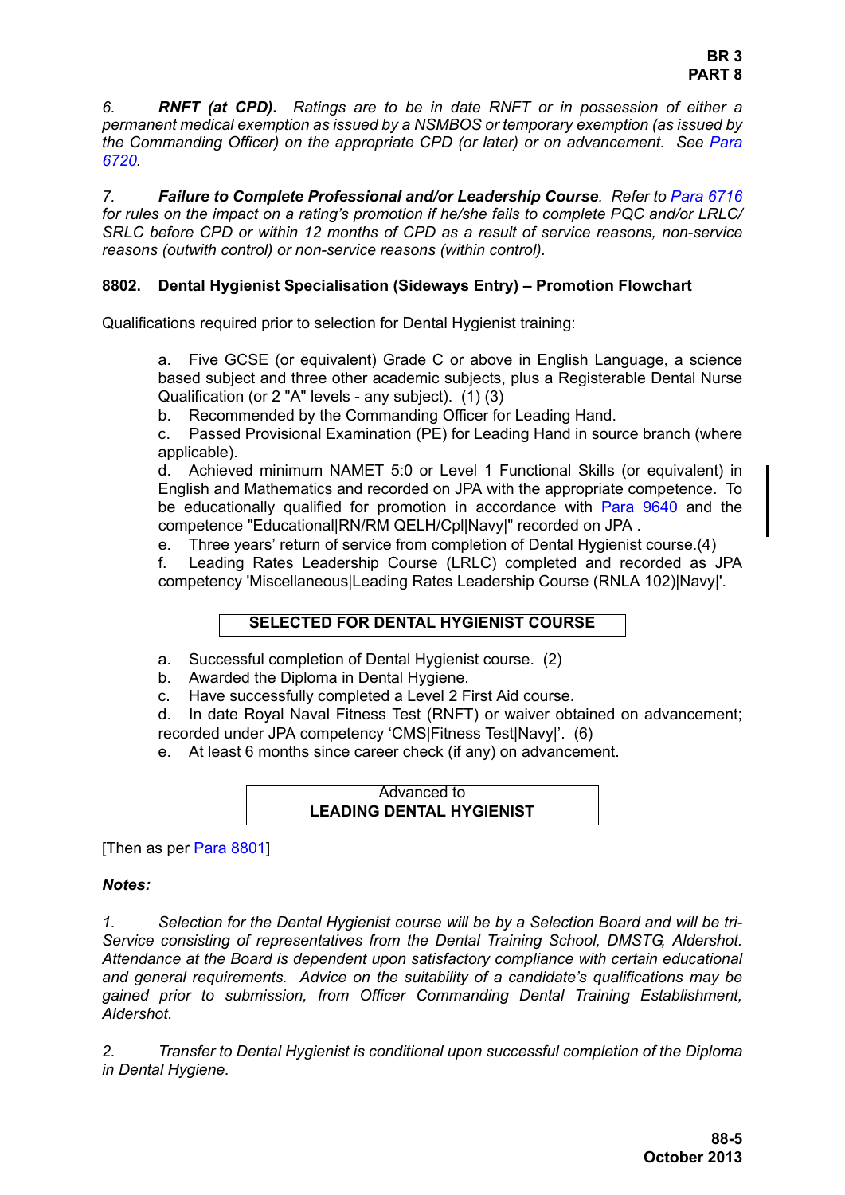*6.* ***RNFT (at CPD).*** *Ratings are to be in date RNFT or in possession of either a permanent medical exemption as issued by a NSMBOS or temporary exemption (as issued by the Commanding Officer) on the appropriate CPD (or later) or on advancement. See Para 6720.*

*7.* ***Failure to Complete Professional and/or Leadership Course****. Refer to Para 6716 for rules on the impact on a rating's promotion if he/she fails to complete PQC and/or LRLC/ SRLC before CPD or within 12 months of CPD as a result of service reasons, non-service reasons (outwith control) or non-service reasons (within control).*

**8802. Dental Hygienist Specialisation (Sideways Entry) – Promotion Flowchart**

Qualifications required prior to selection for Dental Hygienist training:

a. Five GCSE (or equivalent) Grade C or above in English Language, a science based subject and three other academic subjects, plus a Registerable Dental Nurse Qualification (or 2 "A" levels - any subject). (1) (3)

b. Recommended by the Commanding Officer for Leading Hand.

c. Passed Provisional Examination (PE) for Leading Hand in source branch (where applicable).

d. Achieved minimum NAMET 5:0 or Level 1 Functional Skills (or equivalent) in English and Mathematics and recorded on JPA with the appropriate competence. To be educationally qualified for promotion in accordance with Para 9640 and the competence "Educational|RN/RM QELH/Cpl|Navy|" recorded on JPA .

e. Three years' return of service from completion of Dental Hygienist course.(4)

f. Leading Rates Leadership Course (LRLC) completed and recorded as JPA competency 'Miscellaneous|Leading Rates Leadership Course (RNLA 102)|Navy|'.

**SELECTED FOR DENTAL HYGIENIST COURSE**

a. Successful completion of Dental Hygienist course. (2)

b. Awarded the Diploma in Dental Hygiene.

c. Have successfully completed a Level 2 First Aid course.

d. In date Royal Naval Fitness Test (RNFT) or waiver obtained on advancement; recorded under JPA competency 'CMS|Fitness Test|Navy|'. (6)

e. At least 6 months since career check (if any) on advancement.

Advanced to
**LEADING DENTAL HYGIENIST**

[Then as per Para 8801]

***Notes:***

*1. Selection for the Dental Hygienist course will be by a Selection Board and will be tri-Service consisting of representatives from the Dental Training School, DMSTG, Aldershot. Attendance at the Board is dependent upon satisfactory compliance with certain educational and general requirements. Advice on the suitability of a candidate's qualifications may be gained prior to submission, from Officer Commanding Dental Training Establishment, Aldershot.*

*2. Transfer to Dental Hygienist is conditional upon successful completion of the Diploma in Dental Hygiene.*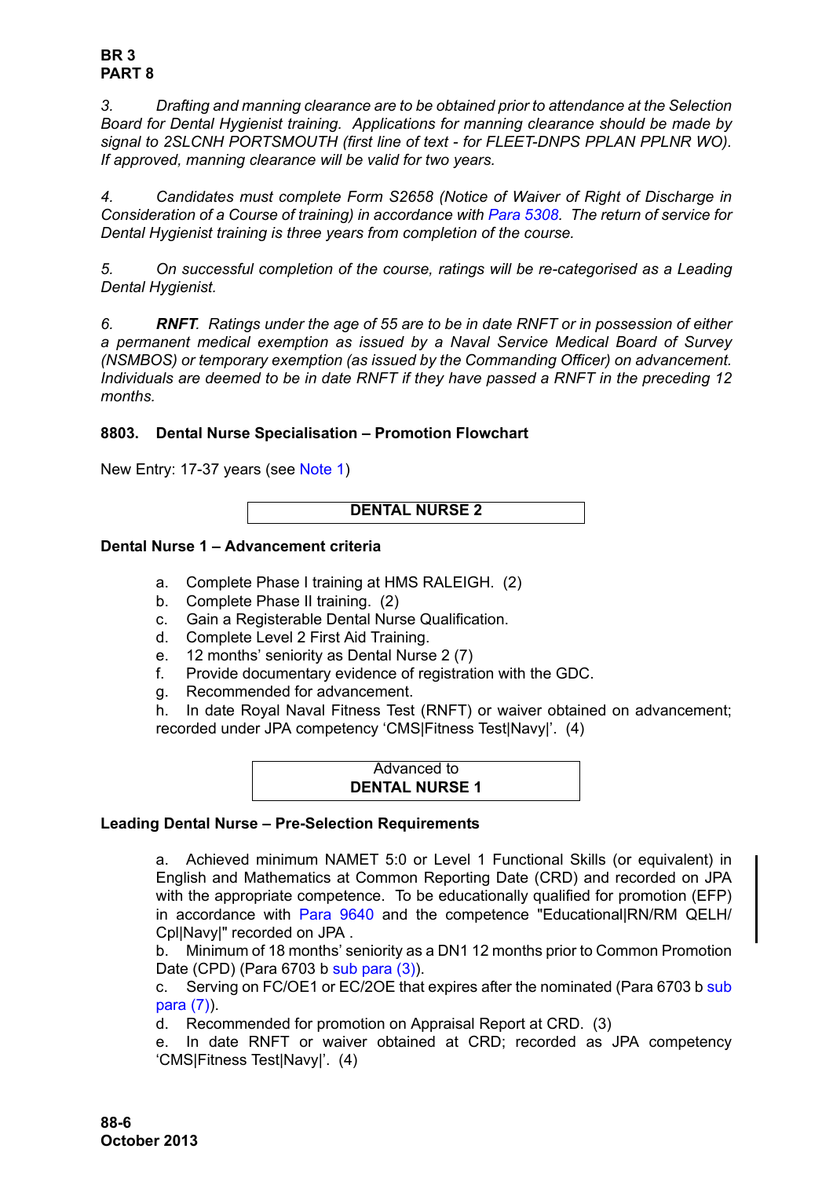*3. Drafting and manning clearance are to be obtained prior to attendance at the Selection Board for Dental Hygienist training. Applications for manning clearance should be made by signal to 2SLCNH PORTSMOUTH (first line of text - for FLEET-DNPS PPLAN PPLNR WO). If approved, manning clearance will be valid for two years.*

*4. Candidates must complete Form S2658 (Notice of Waiver of Right of Discharge in Consideration of a Course of training) in accordance with Para 5308. The return of service for Dental Hygienist training is three years from completion of the course.*

*5. On successful completion of the course, ratings will be re-categorised as a Leading Dental Hygienist.*

*6. **RNFT**. Ratings under the age of 55 are to be in date RNFT or in possession of either a permanent medical exemption as issued by a Naval Service Medical Board of Survey (NSMBOS) or temporary exemption (as issued by the Commanding Officer) on advancement. Individuals are deemed to be in date RNFT if they have passed a RNFT in the preceding 12 months.*

## 8803. Dental Nurse Specialisation – Promotion Flowchart

New Entry: 17-37 years (see Note 1)

**DENTAL NURSE 2**

**Dental Nurse 1 – Advancement criteria**

a. Complete Phase I training at HMS RALEIGH. (2)
b. Complete Phase II training. (2)
c. Gain a Registerable Dental Nurse Qualification.
d. Complete Level 2 First Aid Training.
e. 12 months' seniority as Dental Nurse 2 (7)
f. Provide documentary evidence of registration with the GDC.
g. Recommended for advancement.
h. In date Royal Naval Fitness Test (RNFT) or waiver obtained on advancement; recorded under JPA competency 'CMS|Fitness Test|Navy|'. (4)

Advanced to
**DENTAL NURSE 1**

**Leading Dental Nurse – Pre-Selection Requirements**

a. Achieved minimum NAMET 5:0 or Level 1 Functional Skills (or equivalent) in English and Mathematics at Common Reporting Date (CRD) and recorded on JPA with the appropriate competence. To be educationally qualified for promotion (EFP) in accordance with Para 9640 and the competence "Educational|RN/RM QELH/Cpl|Navy|" recorded on JPA .
b. Minimum of 18 months' seniority as a DN1 12 months prior to Common Promotion Date (CPD) (Para 6703 b sub para (3)).
c. Serving on FC/OE1 or EC/2OE that expires after the nominated (Para 6703 b sub para (7)).
d. Recommended for promotion on Appraisal Report at CRD. (3)
e. In date RNFT or waiver obtained at CRD; recorded as JPA competency 'CMS|Fitness Test|Navy|'. (4)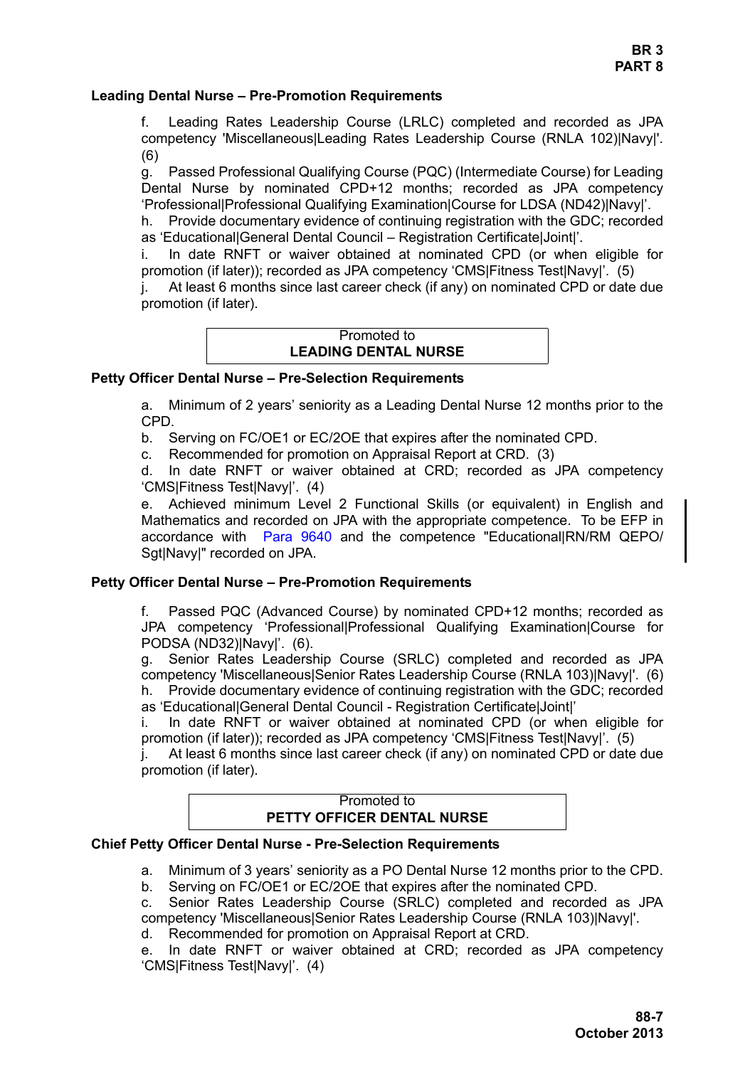### Leading Dental Nurse – Pre-Promotion Requirements

f. Leading Rates Leadership Course (LRLC) completed and recorded as JPA competency 'Miscellaneous|Leading Rates Leadership Course (RNLA 102)|Navy|'. (6)

g. Passed Professional Qualifying Course (PQC) (Intermediate Course) for Leading Dental Nurse by nominated CPD+12 months; recorded as JPA competency 'Professional|Professional Qualifying Examination|Course for LDSA (ND42)|Navy|'.

h. Provide documentary evidence of continuing registration with the GDC; recorded as 'Educational|General Dental Council – Registration Certificate|Joint|'.

i. In date RNFT or waiver obtained at nominated CPD (or when eligible for promotion (if later)); recorded as JPA competency 'CMS|Fitness Test|Navy|'. (5)

j. At least 6 months since last career check (if any) on nominated CPD or date due promotion (if later).

| Promoted to<br>**LEADING DENTAL NURSE** |
|---|

### Petty Officer Dental Nurse – Pre-Selection Requirements

a. Minimum of 2 years' seniority as a Leading Dental Nurse 12 months prior to the CPD.

b. Serving on FC/OE1 or EC/2OE that expires after the nominated CPD.

c. Recommended for promotion on Appraisal Report at CRD. (3)

d. In date RNFT or waiver obtained at CRD; recorded as JPA competency 'CMS|Fitness Test|Navy|'. (4)

e. Achieved minimum Level 2 Functional Skills (or equivalent) in English and Mathematics and recorded on JPA with the appropriate competence. To be EFP in accordance with Para 9640 and the competence "Educational|RN/RM QEPO/Sgt|Navy|" recorded on JPA.

### Petty Officer Dental Nurse – Pre-Promotion Requirements

f. Passed PQC (Advanced Course) by nominated CPD+12 months; recorded as JPA competency 'Professional|Professional Qualifying Examination|Course for PODSA (ND32)|Navy|'. (6).

g. Senior Rates Leadership Course (SRLC) completed and recorded as JPA competency 'Miscellaneous|Senior Rates Leadership Course (RNLA 103)|Navy|'. (6)

h. Provide documentary evidence of continuing registration with the GDC; recorded as 'Educational|General Dental Council - Registration Certificate|Joint|'

i. In date RNFT or waiver obtained at nominated CPD (or when eligible for promotion (if later)); recorded as JPA competency 'CMS|Fitness Test|Navy|'. (5)

j. At least 6 months since last career check (if any) on nominated CPD or date due promotion (if later).

| Promoted to<br>**PETTY OFFICER DENTAL NURSE** |
|---|

### Chief Petty Officer Dental Nurse - Pre-Selection Requirements

a. Minimum of 3 years' seniority as a PO Dental Nurse 12 months prior to the CPD.

b. Serving on FC/OE1 or EC/2OE that expires after the nominated CPD.

c. Senior Rates Leadership Course (SRLC) completed and recorded as JPA competency 'Miscellaneous|Senior Rates Leadership Course (RNLA 103)|Navy|'.

d. Recommended for promotion on Appraisal Report at CRD.

e. In date RNFT or waiver obtained at CRD; recorded as JPA competency 'CMS|Fitness Test|Navy|'. (4)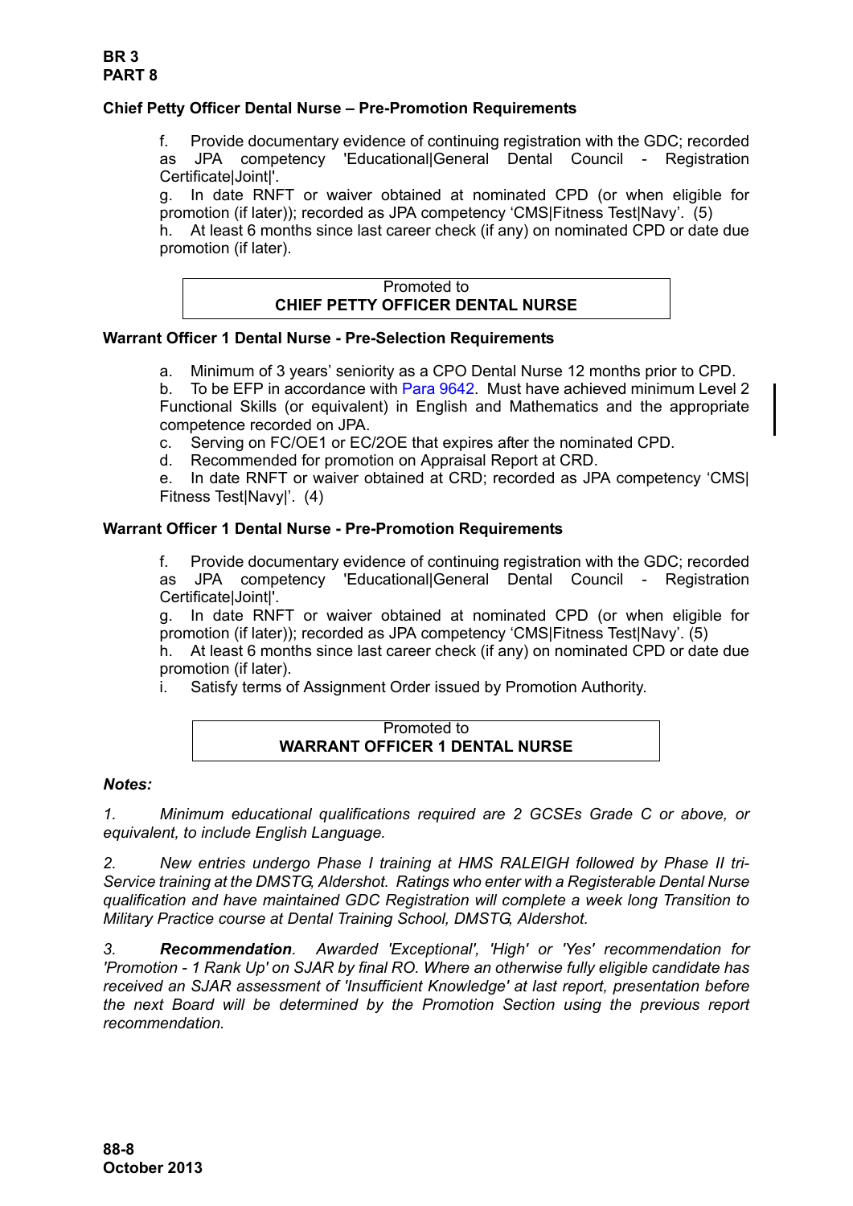### Chief Petty Officer Dental Nurse – Pre-Promotion Requirements

f. Provide documentary evidence of continuing registration with the GDC; recorded as JPA competency 'Educational|General Dental Council - Registration Certificate|Joint|'.

g. In date RNFT or waiver obtained at nominated CPD (or when eligible for promotion (if later)); recorded as JPA competency 'CMS|Fitness Test|Navy'. (5)

h. At least 6 months since last career check (if any) on nominated CPD or date due promotion (if later).

| Promoted to<br>**CHIEF PETTY OFFICER DENTAL NURSE** |
|---|

### Warrant Officer 1 Dental Nurse - Pre-Selection Requirements

a. Minimum of 3 years' seniority as a CPO Dental Nurse 12 months prior to CPD.

b. To be EFP in accordance with Para 9642. Must have achieved minimum Level 2 Functional Skills (or equivalent) in English and Mathematics and the appropriate competence recorded on JPA.

c. Serving on FC/OE1 or EC/2OE that expires after the nominated CPD.

d. Recommended for promotion on Appraisal Report at CRD.

e. In date RNFT or waiver obtained at CRD; recorded as JPA competency 'CMS| Fitness Test|Navy|'. (4)

### Warrant Officer 1 Dental Nurse - Pre-Promotion Requirements

f. Provide documentary evidence of continuing registration with the GDC; recorded as JPA competency 'Educational|General Dental Council - Registration Certificate|Joint|'.

g. In date RNFT or waiver obtained at nominated CPD (or when eligible for promotion (if later)); recorded as JPA competency 'CMS|Fitness Test|Navy'. (5)

h. At least 6 months since last career check (if any) on nominated CPD or date due promotion (if later).

i. Satisfy terms of Assignment Order issued by Promotion Authority.

| Promoted to<br>**WARRANT OFFICER 1 DENTAL NURSE** |
|---|

***Notes:***

*1. Minimum educational qualifications required are 2 GCSEs Grade C or above, or equivalent, to include English Language.*

*2. New entries undergo Phase I training at HMS RALEIGH followed by Phase II tri-Service training at the DMSTG, Aldershot. Ratings who enter with a Registerable Dental Nurse qualification and have maintained GDC Registration will complete a week long Transition to Military Practice course at Dental Training School, DMSTG, Aldershot.*

*3. **Recommendation**. Awarded 'Exceptional', 'High' or 'Yes' recommendation for 'Promotion - 1 Rank Up' on SJAR by final RO. Where an otherwise fully eligible candidate has received an SJAR assessment of 'Insufficient Knowledge' at last report, presentation before the next Board will be determined by the Promotion Section using the previous report recommendation.*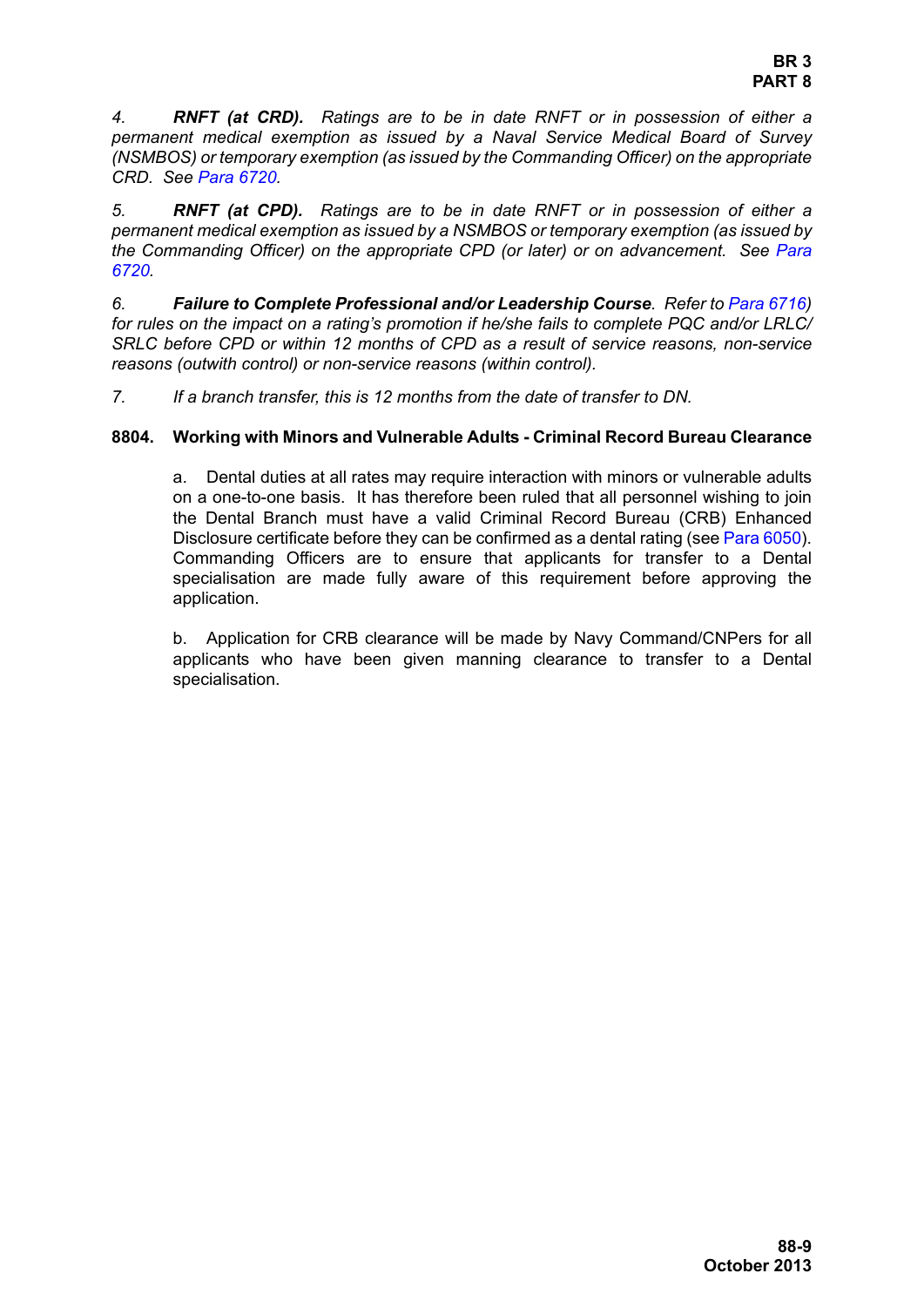*4. **RNFT (at CRD).** Ratings are to be in date RNFT or in possession of either a permanent medical exemption as issued by a Naval Service Medical Board of Survey (NSMBOS) or temporary exemption (as issued by the Commanding Officer) on the appropriate CRD. See Para 6720.*

*5. **RNFT (at CPD).** Ratings are to be in date RNFT or in possession of either a permanent medical exemption as issued by a NSMBOS or temporary exemption (as issued by the Commanding Officer) on the appropriate CPD (or later) or on advancement. See Para 6720.*

*6. **Failure to Complete Professional and/or Leadership Course**. Refer to Para 6716) for rules on the impact on a rating's promotion if he/she fails to complete PQC and/or LRLC/SRLC before CPD or within 12 months of CPD as a result of service reasons, non-service reasons (outwith control) or non-service reasons (within control).*

*7. If a branch transfer, this is 12 months from the date of transfer to DN.*

**8804. Working with Minors and Vulnerable Adults - Criminal Record Bureau Clearance**

a. Dental duties at all rates may require interaction with minors or vulnerable adults on a one-to-one basis. It has therefore been ruled that all personnel wishing to join the Dental Branch must have a valid Criminal Record Bureau (CRB) Enhanced Disclosure certificate before they can be confirmed as a dental rating (see Para 6050). Commanding Officers are to ensure that applicants for transfer to a Dental specialisation are made fully aware of this requirement before approving the application.

b. Application for CRB clearance will be made by Navy Command/CNPers for all applicants who have been given manning clearance to transfer to a Dental specialisation.